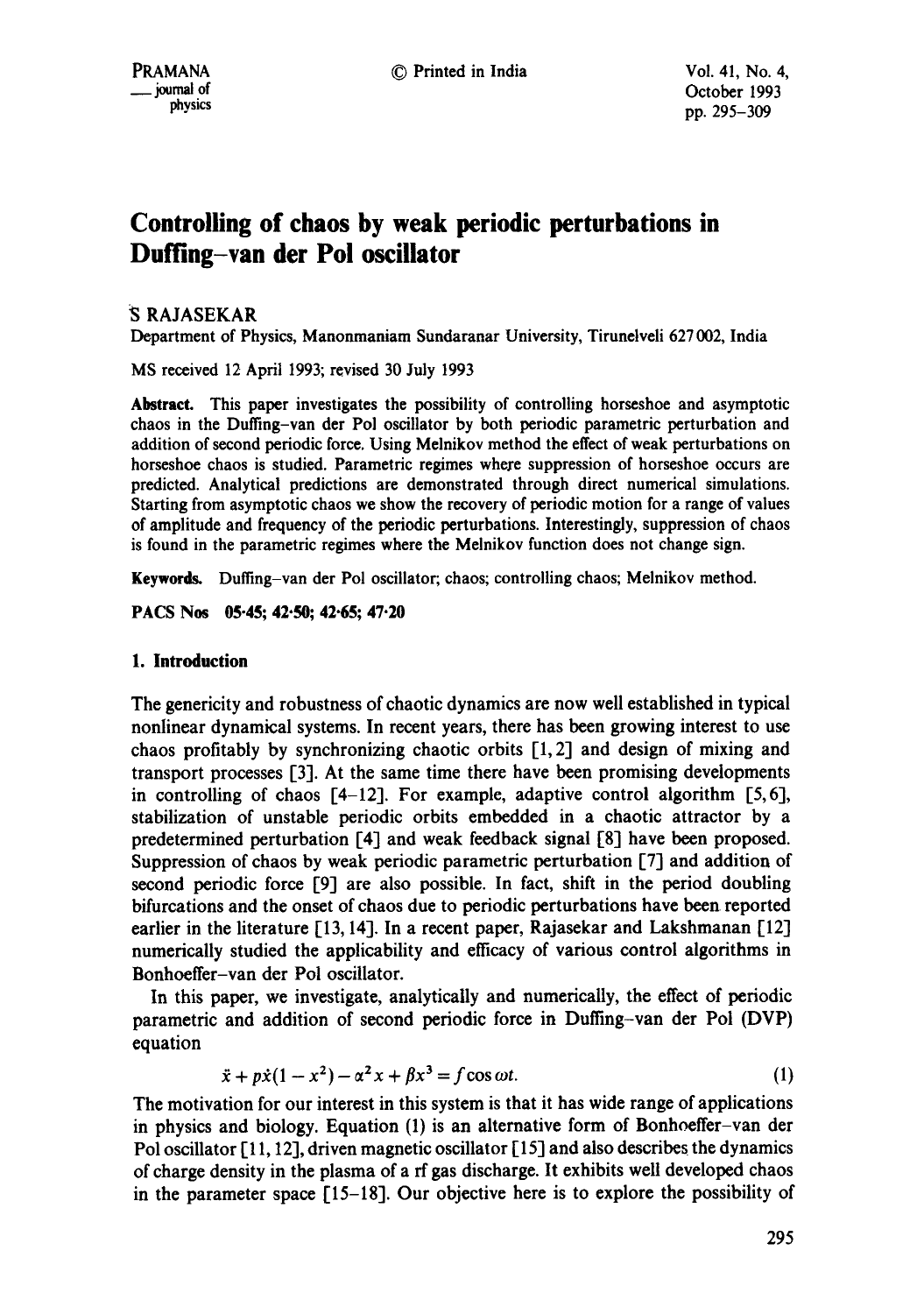# Controlling of chaos by weak periodic perturbations in Duffing–van der Pol oscillator

S RAJASEKAR

Department of Physics, Manonmaniam Sundaranar University, Tirunelveli 627 002, India

MS received 12 April 1993; revised 30 July 1993

**Abstract.** This paper investigates the possibility of controlling horseshoe and asymptotic chaos in the Duffing–van der Pol oscillator by both periodic parametric perturbation and addition of second periodic force. Using Melnikov method the effect of weak perturbations on horseshoe chaos is studied. Parametric regimes where suppression of horseshoe occurs are predicted. Analytical predictions are demonstrated through direct numerical simulations. Starting from asymptotic chaos we show the recovery of periodic motion for a range of values of amplitude and frequency of the periodic perturbations. Interestingly, suppression of chaos is found in the parametric regimes where the Melnikov function does not change sign.

**Keywords.** Duffing–van der Pol oscillator; chaos; controlling chaos; Melnikov method.

**PACS Nos** 05·45; 42·50; 42·65; 47·20

## 1. Introduction

The genericity and robustness of chaotic dynamics are now well established in typical nonlinear dynamical systems. In recent years, there has been growing interest to use chaos profitably by synchronizing chaotic orbits [1, 2] and design of mixing and transport processes [3]. At the same time there have been promising developments in controlling of chaos [4–12]. For example, adaptive control algorithm [5, 6], stabilization of unstable periodic orbits embedded in a chaotic attractor by a predetermined perturbation [4] and weak feedback signal [8] have been proposed. Suppression of chaos by weak periodic parametric perturbation [7] and addition of second periodic force [9] are also possible. In fact, shift in the period doubling bifurcations and the onset of chaos due to periodic perturbations have been reported earlier in the literature [13, 14]. In a recent paper, Rajasekar and Lakshmanan [12] numerically studied the applicability and efficacy of various control algorithms in Bonhoeffer–van der Pol oscillator.

In this paper, we investigate, analytically and numerically, the effect of periodic parametric and addition of second periodic force in Duffing–van der Pol (DVP) equation

$$\ddot{x} + p\dot{x}(1 - x^2) - \alpha^2 x + \beta x^3 = f\cos\omega t. \tag{1}$$

The motivation for our interest in this system is that it has wide range of applications in physics and biology. Equation (1) is an alternative form of Bonhoeffer–van der Pol oscillator [11, 12], driven magnetic oscillator [15] and also describes the dynamics of charge density in the plasma of a rf gas discharge. It exhibits well developed chaos in the parameter space [15–18]. Our objective here is to explore the possibility of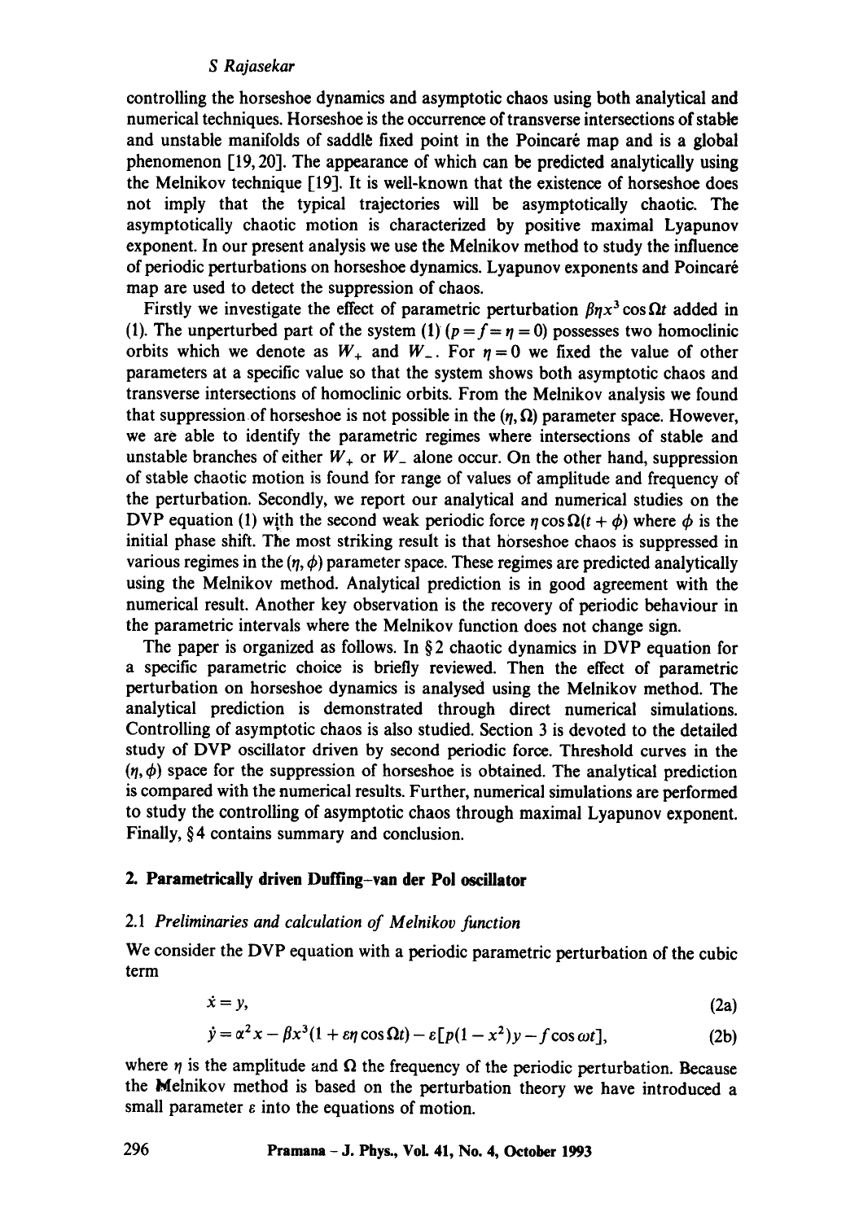controlling the horseshoe dynamics and asymptotic chaos using both analytical and numerical techniques. Horseshoe is the occurrence of transverse intersections of stable and unstable manifolds of saddle fixed point in the Poincaré map and is a global phenomenon [19, 20]. The appearance of which can be predicted analytically using the Melnikov technique [19]. It is well-known that the existence of horseshoe does not imply that the typical trajectories will be asymptotically chaotic. The asymptotically chaotic motion is characterized by positive maximal Lyapunov exponent. In our present analysis we use the Melnikov method to study the influence of periodic perturbations on horseshoe dynamics. Lyapunov exponents and Poincaré map are used to detect the suppression of chaos.

Firstly we investigate the effect of parametric perturbation $\beta\eta x^3 \cos\Omega t$ added in (1). The unperturbed part of the system (1) ($p = f = \eta = 0$) possesses two homoclinic orbits which we denote as $W_+$ and $W_-$. For $\eta = 0$ we fixed the value of other parameters at a specific value so that the system shows both asymptotic chaos and transverse intersections of homoclinic orbits. From the Melnikov analysis we found that suppression of horseshoe is not possible in the $(\eta, \Omega)$ parameter space. However, we are able to identify the parametric regimes where intersections of stable and unstable branches of either $W_+$ or $W_-$ alone occur. On the other hand, suppression of stable chaotic motion is found for range of values of amplitude and frequency of the perturbation. Secondly, we report our analytical and numerical studies on the DVP equation (1) with the second weak periodic force $\eta \cos\Omega(t + \phi)$ where $\phi$ is the initial phase shift. The most striking result is that horseshoe chaos is suppressed in various regimes in the $(\eta, \phi)$ parameter space. These regimes are predicted analytically using the Melnikov method. Analytical prediction is in good agreement with the numerical result. Another key observation is the recovery of periodic behaviour in the parametric intervals where the Melnikov function does not change sign.

The paper is organized as follows. In §2 chaotic dynamics in DVP equation for a specific parametric choice is briefly reviewed. Then the effect of parametric perturbation on horseshoe dynamics is analysed using the Melnikov method. The analytical prediction is demonstrated through direct numerical simulations. Controlling of asymptotic chaos is also studied. Section 3 is devoted to the detailed study of DVP oscillator driven by second periodic force. Threshold curves in the $(\eta, \phi)$ space for the suppression of horseshoe is obtained. The analytical prediction is compared with the numerical results. Further, numerical simulations are performed to study the controlling of asymptotic chaos through maximal Lyapunov exponent. Finally, §4 contains summary and conclusion.

## 2. Parametrically driven Duffing–van der Pol oscillator

### 2.1 *Preliminaries and calculation of Melnikov function*

We consider the DVP equation with a periodic parametric perturbation of the cubic term

$$\dot{x} = y, \tag{2a}$$

$$\dot{y} = \alpha^2 x - \beta x^3 (1 + \varepsilon\eta \cos\Omega t) - \varepsilon[p(1 - x^2)y - f \cos\omega t], \tag{2b}$$

where $\eta$ is the amplitude and $\Omega$ the frequency of the periodic perturbation. Because the Melnikov method is based on the perturbation theory we have introduced a small parameter $\varepsilon$ into the equations of motion.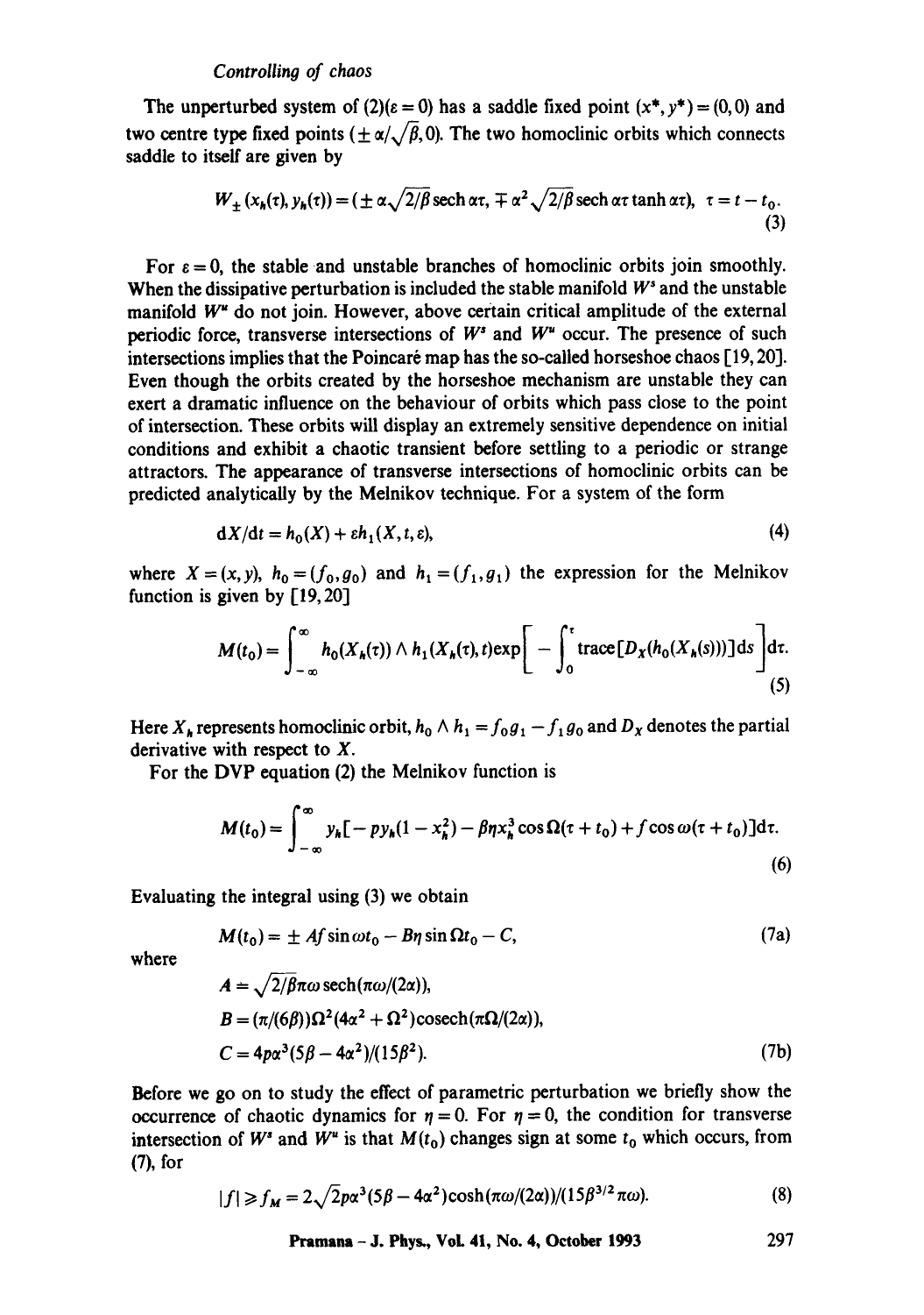*Controlling of chaos*

The unperturbed system of (2)($\varepsilon = 0$) has a saddle fixed point $(x^*, y^*) = (0, 0)$ and two centre type fixed points $(\pm \alpha/\sqrt{\beta}, 0)$. The two homoclinic orbits which connects saddle to itself are given by

$$W_{\pm}(x_h(\tau), y_h(\tau)) = (\pm \alpha\sqrt{2/\beta}\,\operatorname{sech} \alpha\tau, \mp \alpha^2\sqrt{2/\beta}\,\operatorname{sech} \alpha\tau \tanh \alpha\tau), \quad \tau = t - t_0. \tag{3}$$

For $\varepsilon = 0$, the stable and unstable branches of homoclinic orbits join smoothly. When the dissipative perturbation is included the stable manifold $W^s$ and the unstable manifold $W^u$ do not join. However, above certain critical amplitude of the external periodic force, transverse intersections of $W^s$ and $W^u$ occur. The presence of such intersections implies that the Poincaré map has the so-called horseshoe chaos [19, 20]. Even though the orbits created by the horseshoe mechanism are unstable they can exert a dramatic influence on the behaviour of orbits which pass close to the point of intersection. These orbits will display an extremely sensitive dependence on initial conditions and exhibit a chaotic transient before settling to a periodic or strange attractors. The appearance of transverse intersections of homoclinic orbits can be predicted analytically by the Melnikov technique. For a system of the form

$$\mathrm{d}X/\mathrm{d}t = h_0(X) + \varepsilon h_1(X, t, \varepsilon), \tag{4}$$

where $X = (x, y)$, $h_0 = (f_0, g_0)$ and $h_1 = (f_1, g_1)$ the expression for the Melnikov function is given by [19, 20]

$$M(t_0) = \int_{-\infty}^{\infty} h_0(X_h(\tau)) \wedge h_1(X_h(\tau), t) \exp\left[ -\int_0^{\tau} \operatorname{trace}[D_X(h_0(X_h(s)))]\,\mathrm{d}s \right] \mathrm{d}\tau. \tag{5}$$

Here $X_h$ represents homoclinic orbit, $h_0 \wedge h_1 = f_0 g_1 - f_1 g_0$ and $D_X$ denotes the partial derivative with respect to $X$.

For the DVP equation (2) the Melnikov function is

$$M(t_0) = \int_{-\infty}^{\infty} y_h[-p y_h(1 - x_h^2) - \beta\eta x_h^3 \cos\Omega(\tau + t_0) + f\cos\omega(\tau + t_0)]\,\mathrm{d}\tau. \tag{6}$$

Evaluating the integral using (3) we obtain

$$M(t_0) = \pm A f \sin\omega t_0 - B\eta \sin\Omega t_0 - C, \tag{7a}$$

where

$$\begin{aligned}
A &= \sqrt{2/\beta}\,\pi\omega\,\operatorname{sech}(\pi\omega/(2\alpha)),\\
B &= (\pi/(6\beta))\Omega^2(4\alpha^2 + \Omega^2)\operatorname{cosech}(\pi\Omega/(2\alpha)),\\
C &= 4p\alpha^3(5\beta - 4\alpha^2)/(15\beta^2).
\end{aligned} \tag{7b}$$

Before we go on to study the effect of parametric perturbation we briefly show the occurrence of chaotic dynamics for $\eta = 0$. For $\eta = 0$, the condition for transverse intersection of $W^s$ and $W^u$ is that $M(t_0)$ changes sign at some $t_0$ which occurs, from (7), for

$$|f| \geq f_M = 2\sqrt{2}p\alpha^3(5\beta - 4\alpha^2)\cosh(\pi\omega/(2\alpha))/(15\beta^{3/2}\pi\omega). \tag{8}$$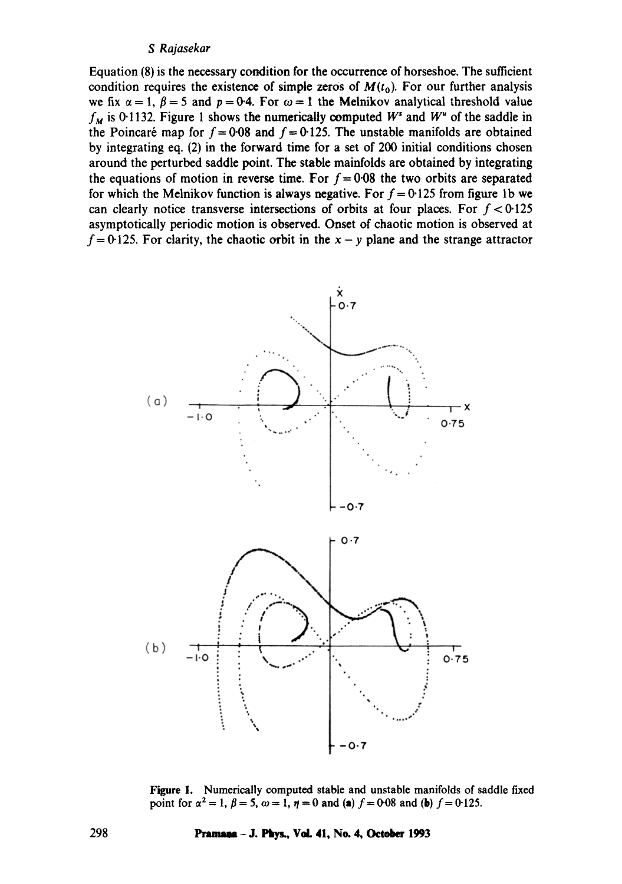Equation (8) is the necessary condition for the occurrence of horseshoe. The sufficient condition requires the existence of simple zeros of $M(t_0)$. For our further analysis we fix $\alpha = 1$, $\beta = 5$ and $p = 0{\cdot}4$. For $\omega = 1$ the Melnikov analytical threshold value $f_M$ is 0·1132. Figure 1 shows the numerically computed $W^s$ and $W^u$ of the saddle in the Poincaré map for $f = 0{\cdot}08$ and $f = 0{\cdot}125$. The unstable manifolds are obtained by integrating eq. (2) in the forward time for a set of 200 initial conditions chosen around the perturbed saddle point. The stable mainfolds are obtained by integrating the equations of motion in reverse time. For $f = 0{\cdot}08$ the two orbits are separated for which the Melnikov function is always negative. For $f = 0{\cdot}125$ from figure 1b we can clearly notice transverse intersections of orbits at four places. For $f < 0{\cdot}125$ asymptotically periodic motion is observed. Onset of chaotic motion is observed at $f = 0{\cdot}125$. For clarity, the chaotic orbit in the $x - y$ plane and the strange attractor

**Figure 1.** Numerically computed stable and unstable manifolds of saddle fixed point for $\alpha^2 = 1$, $\beta = 5$, $\omega = 1$, $\eta = 0$ and (**a**) $f = 0{\cdot}08$ and (**b**) $f = 0{\cdot}125$.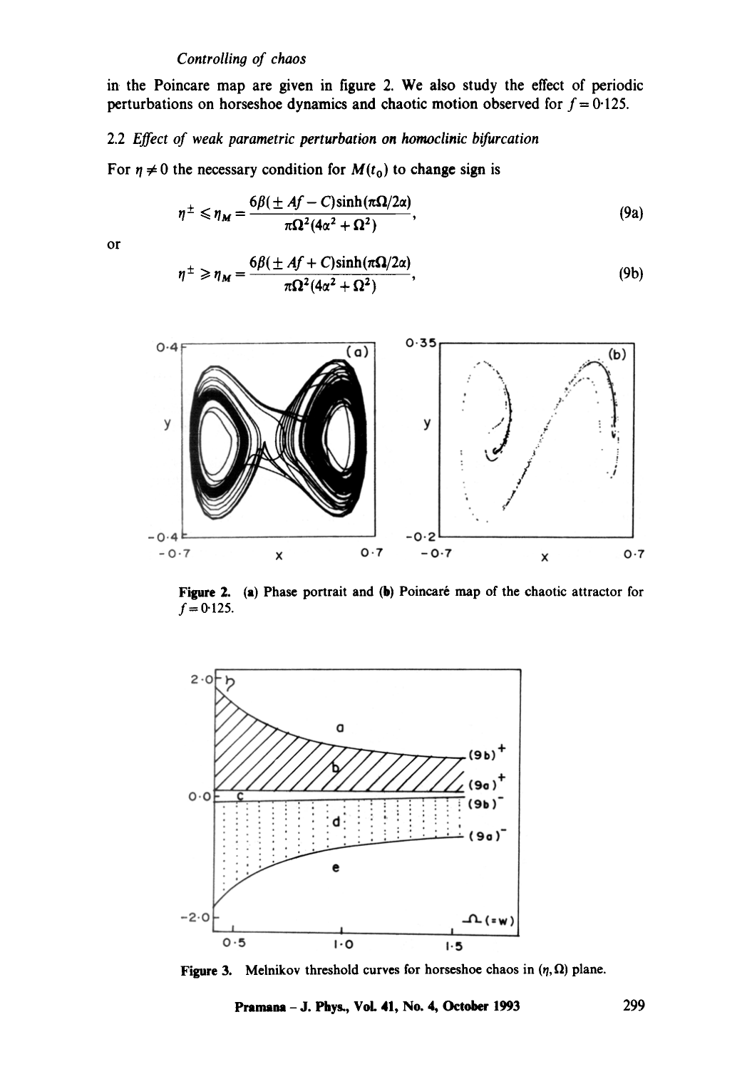in the Poincare map are given in figure 2. We also study the effect of periodic perturbations on horseshoe dynamics and chaotic motion observed for $f = 0{\cdot}125$.

### 2.2 *Effect of weak parametric perturbation on homoclinic bifurcation*

For $\eta \neq 0$ the necessary condition for $M(t_0)$ to change sign is

$$\eta^{\pm} \leqslant \eta_M = \frac{6\beta(\pm Af - C)\sinh(\pi\Omega/2\alpha)}{\pi\Omega^2(4\alpha^2 + \Omega^2)}, \tag{9a}$$

or

$$\eta^{\pm} \geqslant \eta_M = \frac{6\beta(\pm Af + C)\sinh(\pi\Omega/2\alpha)}{\pi\Omega^2(4\alpha^2 + \Omega^2)}, \tag{9b}$$

**Figure 2.** (a) Phase portrait and (b) Poincaré map of the chaotic attractor for $f = 0{\cdot}125$.

**Figure 3.** Melnikov threshold curves for horseshoe chaos in $(\eta, \Omega)$ plane.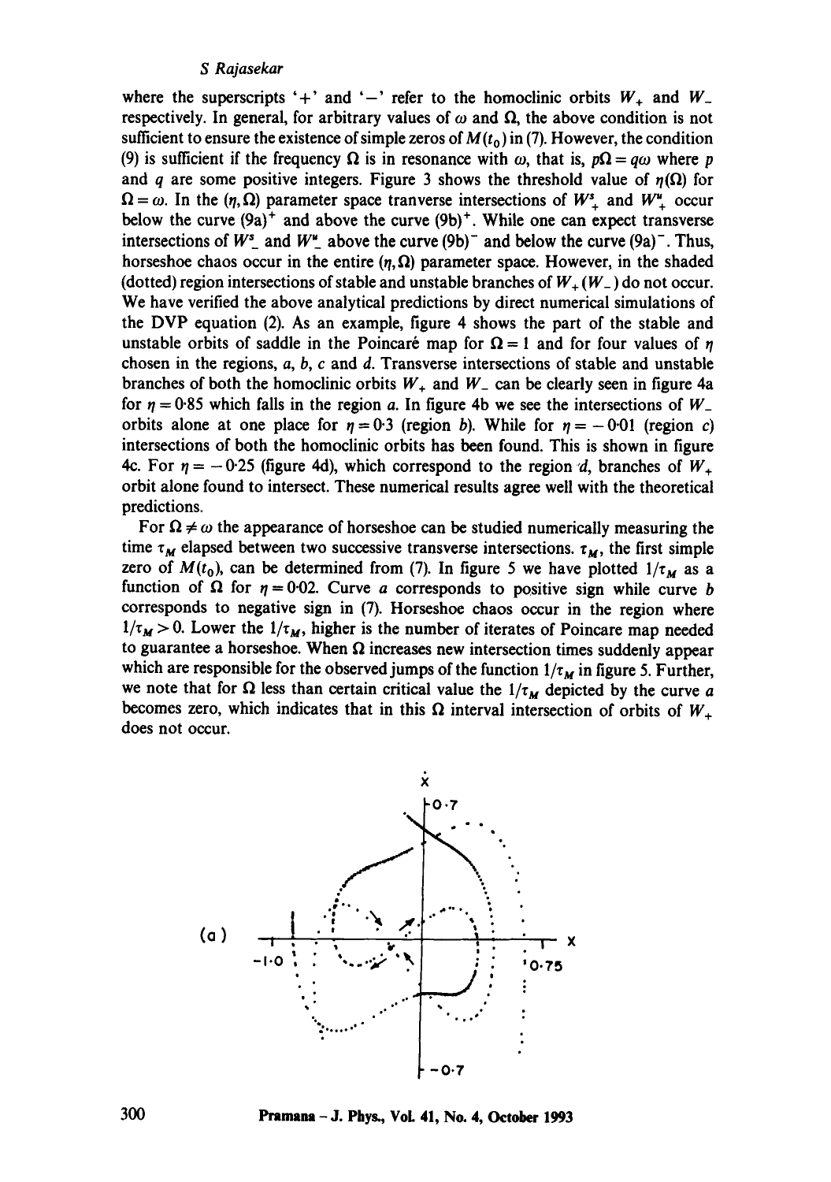where the superscripts '+' and '−' refer to the homoclinic orbits $W_+$ and $W_-$ respectively. In general, for arbitrary values of $\omega$ and $\Omega$, the above condition is not sufficient to ensure the existence of simple zeros of $M(t_0)$ in (7). However, the condition (9) is sufficient if the frequency $\Omega$ is in resonance with $\omega$, that is, $p\Omega = q\omega$ where $p$ and $q$ are some positive integers. Figure 3 shows the threshold value of $\eta(\Omega)$ for $\Omega = \omega$. In the $(\eta, \Omega)$ parameter space tranverse intersections of $W^s_+$ and $W^u_+$ occur below the curve $(9a)^+$ and above the curve $(9b)^+$. While one can expect transverse intersections of $W^s_-$ and $W^u_-$ above the curve $(9b)^-$ and below the curve $(9a)^-$. Thus, horseshoe chaos occur in the entire $(\eta, \Omega)$ parameter space. However, in the shaded (dotted) region intersections of stable and unstable branches of $W_+ (W_-)$ do not occur. We have verified the above analytical predictions by direct numerical simulations of the DVP equation (2). As an example, figure 4 shows the part of the stable and unstable orbits of saddle in the Poincaré map for $\Omega = 1$ and for four values of $\eta$ chosen in the regions, $a$, $b$, $c$ and $d$. Transverse intersections of stable and unstable branches of both the homoclinic orbits $W_+$ and $W_-$ can be clearly seen in figure 4a for $\eta = 0{\cdot}85$ which falls in the region $a$. In figure 4b we see the intersections of $W_-$ orbits alone at one place for $\eta = 0{\cdot}3$ (region $b$). While for $\eta = -0{\cdot}01$ (region $c$) intersections of both the homoclinic orbits has been found. This is shown in figure 4c. For $\eta = -0{\cdot}25$ (figure 4d), which correspond to the region $d$, branches of $W_+$ orbit alone found to intersect. These numerical results agree well with the theoretical predictions.

For $\Omega \neq \omega$ the appearance of horseshoe can be studied numerically measuring the time $\tau_M$ elapsed between two successive transverse intersections. $\tau_M$, the first simple zero of $M(t_0)$, can be determined from (7). In figure 5 we have plotted $1/\tau_M$ as a function of $\Omega$ for $\eta = 0{\cdot}02$. Curve $a$ corresponds to positive sign while curve $b$ corresponds to negative sign in (7). Horseshoe chaos occur in the region where $1/\tau_M > 0$. Lower the $1/\tau_M$, higher is the number of iterates of Poincare map needed to guarantee a horseshoe. When $\Omega$ increases new intersection times suddenly appear which are responsible for the observed jumps of the function $1/\tau_M$ in figure 5. Further, we note that for $\Omega$ less than certain critical value the $1/\tau_M$ depicted by the curve $a$ becomes zero, which indicates that in this $\Omega$ interval intersection of orbits of $W_+$ does not occur.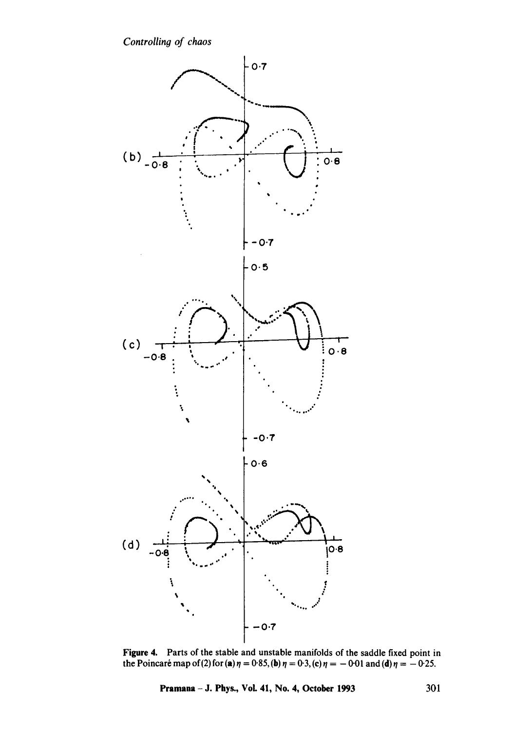**Figure 4.** Parts of the stable and unstable manifolds of the saddle fixed point in the Poincaré map of (2) for (**a**) $\eta = 0.85$, (**b**) $\eta = 0.3$, (**c**) $\eta = -0.01$ and (**d**) $\eta = -0.25$.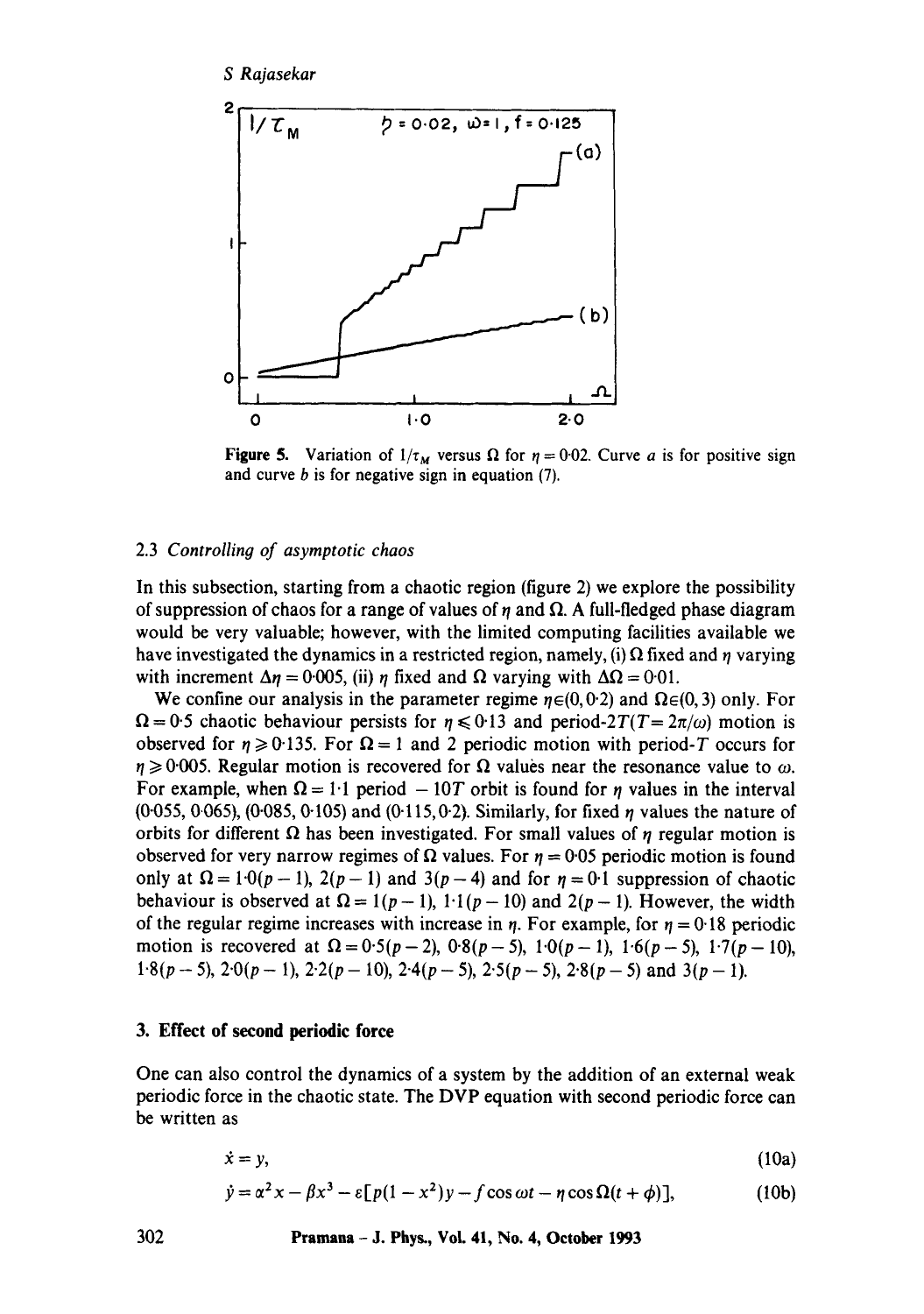Figure 5. Variation of $1/\tau_M$ versus $\Omega$ for $\eta = 0.02$. Curve $a$ is for positive sign and curve $b$ is for negative sign in equation (7).

### 2.3 Controlling of asymptotic chaos

In this subsection, starting from a chaotic region (figure 2) we explore the possibility of suppression of chaos for a range of values of $\eta$ and $\Omega$. A full-fledged phase diagram would be very valuable; however, with the limited computing facilities available we have investigated the dynamics in a restricted region, namely, (i) $\Omega$ fixed and $\eta$ varying with increment $\Delta\eta = 0.005$, (ii) $\eta$ fixed and $\Omega$ varying with $\Delta\Omega = 0.01$.

We confine our analysis in the parameter regime $\eta \in (0, 0.2)$ and $\Omega \in (0, 3)$ only. For $\Omega = 0.5$ chaotic behaviour persists for $\eta \leqslant 0.13$ and period-$2T (T = 2\pi/\omega)$ motion is observed for $\eta \geqslant 0.135$. For $\Omega = 1$ and 2 periodic motion with period-$T$ occurs for $\eta \geqslant 0.005$. Regular motion is recovered for $\Omega$ values near the resonance value to $\omega$. For example, when $\Omega = 1.1$ period $- 10T$ orbit is found for $\eta$ values in the interval (0.055, 0.065), (0.085, 0.105) and (0.115, 0.2). Similarly, for fixed $\eta$ values the nature of orbits for different $\Omega$ has been investigated. For small values of $\eta$ regular motion is observed for very narrow regimes of $\Omega$ values. For $\eta = 0.05$ periodic motion is found only at $\Omega = 1.0(p-1)$, $2(p-1)$ and $3(p-4)$ and for $\eta = 0.1$ suppression of chaotic behaviour is observed at $\Omega = 1(p-1)$, $1.1(p-10)$ and $2(p-1)$. However, the width of the regular regime increases with increase in $\eta$. For example, for $\eta = 0.18$ periodic motion is recovered at $\Omega = 0.5(p-2)$, $0.8(p-5)$, $1.0(p-1)$, $1.6(p-5)$, $1.7(p-10)$, $1.8(p-5)$, $2.0(p-1)$, $2.2(p-10)$, $2.4(p-5)$, $2.5(p-5)$, $2.8(p-5)$ and $3(p-1)$.

## 3. Effect of second periodic force

One can also control the dynamics of a system by the addition of an external weak periodic force in the chaotic state. The DVP equation with second periodic force can be written as

$$\dot{x} = y, \tag{10a}$$

$$\dot{y} = \alpha^2 x - \beta x^3 - \varepsilon[p(1 - x^2)y - f\cos\omega t - \eta\cos\Omega(t + \phi)], \tag{10b}$$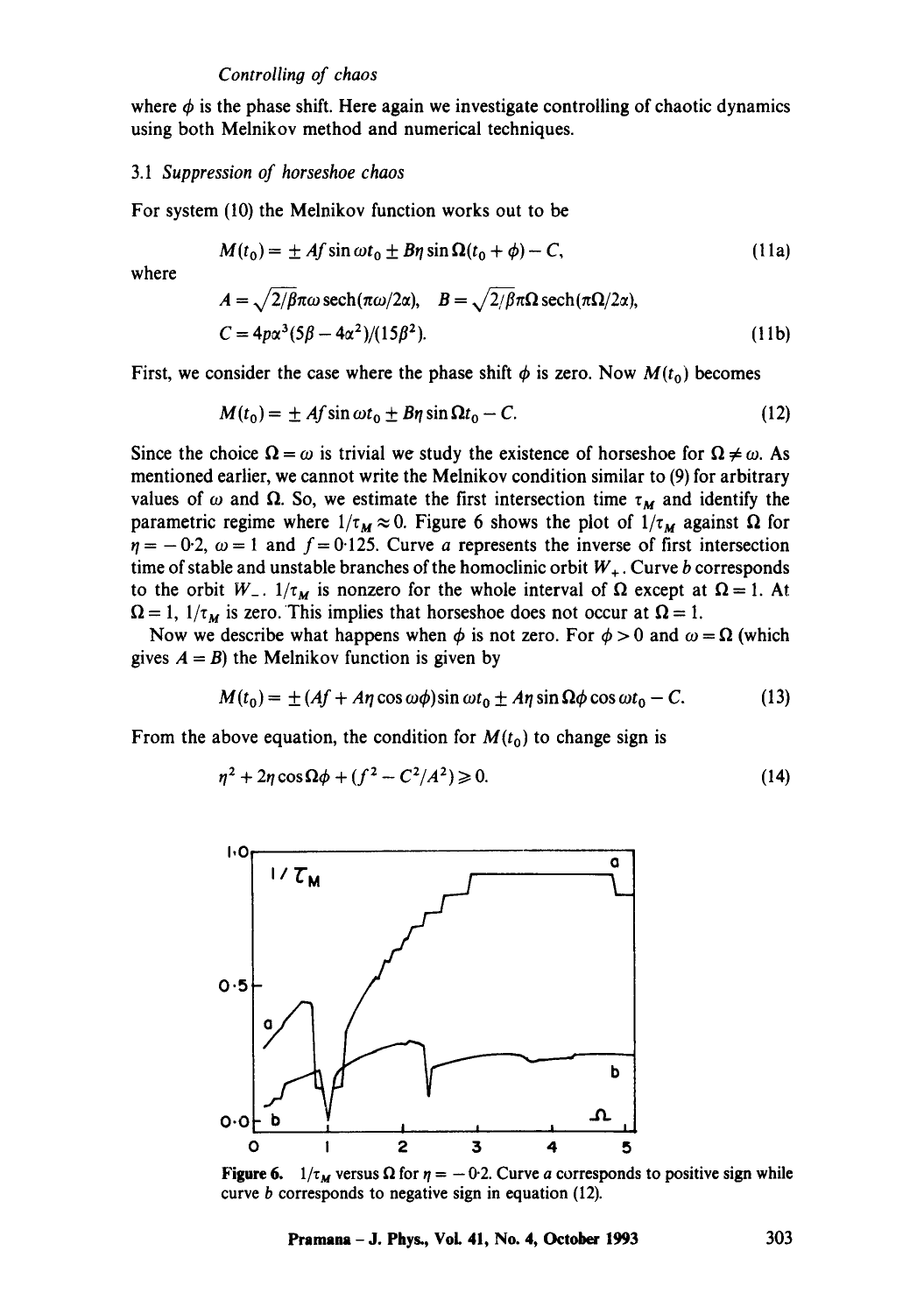where $\phi$ is the phase shift. Here again we investigate controlling of chaotic dynamics using both Melnikov method and numerical techniques.

### 3.1 *Suppression of horseshoe chaos*

For system (10) the Melnikov function works out to be

$$M(t_0) = \pm Af \sin \omega t_0 \pm B\eta \sin \Omega(t_0 + \phi) - C, \tag{11a}$$

where

$$A = \sqrt{2/\beta}\pi\omega \,\mathrm{sech}(\pi\omega/2\alpha), \quad B = \sqrt{2/\beta}\pi\Omega \,\mathrm{sech}(\pi\Omega/2\alpha),$$
$$C = 4p\alpha^3(5\beta - 4\alpha^2)/(15\beta^2). \tag{11b}$$

First, we consider the case where the phase shift $\phi$ is zero. Now $M(t_0)$ becomes

$$M(t_0) = \pm Af \sin \omega t_0 \pm B\eta \sin \Omega t_0 - C. \tag{12}$$

Since the choice $\Omega = \omega$ is trivial we study the existence of horseshoe for $\Omega \neq \omega$. As mentioned earlier, we cannot write the Melnikov condition similar to (9) for arbitrary values of $\omega$ and $\Omega$. So, we estimate the first intersection time $\tau_M$ and identify the parametric regime where $1/\tau_M \approx 0$. Figure 6 shows the plot of $1/\tau_M$ against $\Omega$ for $\eta = -0{\cdot}2$, $\omega = 1$ and $f = 0{\cdot}125$. Curve *a* represents the inverse of first intersection time of stable and unstable branches of the homoclinic orbit $W_+$. Curve *b* corresponds to the orbit $W_-$. $1/\tau_M$ is nonzero for the whole interval of $\Omega$ except at $\Omega = 1$. At $\Omega = 1$, $1/\tau_M$ is zero. This implies that horseshoe does not occur at $\Omega = 1$.

Now we describe what happens when $\phi$ is not zero. For $\phi > 0$ and $\omega = \Omega$ (which gives $A = B$) the Melnikov function is given by

$$M(t_0) = \pm (Af + A\eta \cos \omega\phi) \sin \omega t_0 \pm A\eta \sin \Omega\phi \cos \omega t_0 - C. \tag{13}$$

From the above equation, the condition for $M(t_0)$ to change sign is

$$\eta^2 + 2\eta \cos \Omega\phi + (f^2 - C^2/A^2) \geqslant 0. \tag{14}$$

**Figure 6.** $1/\tau_M$ versus $\Omega$ for $\eta = -0{\cdot}2$. Curve *a* corresponds to positive sign while curve *b* corresponds to negative sign in equation (12).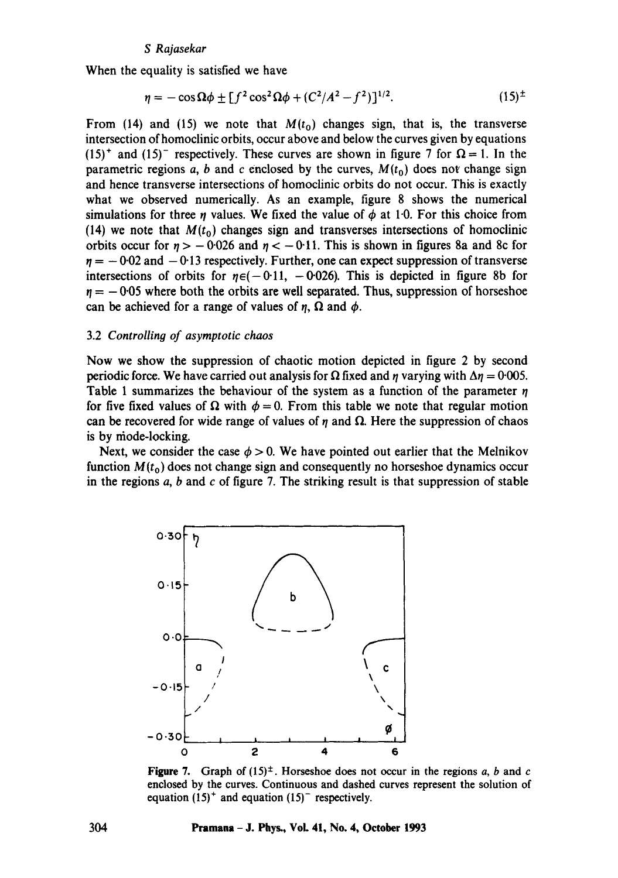When the equality is satisfied we have

$$\eta = -\cos\Omega\phi \pm [f^2\cos^2\Omega\phi + (C^2/A^2 - f^2)]^{1/2}. \qquad (15)^{\pm}$$

From (14) and (15) we note that $M(t_0)$ changes sign, that is, the transverse intersection of homoclinic orbits, occur above and below the curves given by equations $(15)^+$ and $(15)^-$ respectively. These curves are shown in figure 7 for $\Omega = 1$. In the parametric regions $a$, $b$ and $c$ enclosed by the curves, $M(t_0)$ does not change sign and hence transverse intersections of homoclinic orbits do not occur. This is exactly what we observed numerically. As an example, figure 8 shows the numerical simulations for three $\eta$ values. We fixed the value of $\phi$ at 1·0. For this choice from (14) we note that $M(t_0)$ changes sign and transverses intersections of homoclinic orbits occur for $\eta > -0{\cdot}026$ and $\eta < -0{\cdot}11$. This is shown in figures 8a and 8c for $\eta = -0{\cdot}02$ and $-0{\cdot}13$ respectively. Further, one can expect suppression of transverse intersections of orbits for $\eta \in (-0{\cdot}11, -0{\cdot}026)$. This is depicted in figure 8b for $\eta = -0{\cdot}05$ where both the orbits are well separated. Thus, suppression of horseshoe can be achieved for a range of values of $\eta$, $\Omega$ and $\phi$.

### 3.2 *Controlling of asymptotic chaos*

Now we show the suppression of chaotic motion depicted in figure 2 by second periodic force. We have carried out analysis for $\Omega$ fixed and $\eta$ varying with $\Delta\eta = 0{\cdot}005$. Table 1 summarizes the behaviour of the system as a function of the parameter $\eta$ for five fixed values of $\Omega$ with $\phi = 0$. From this table we note that regular motion can be recovered for wide range of values of $\eta$ and $\Omega$. Here the suppression of chaos is by mode-locking.

Next, we consider the case $\phi > 0$. We have pointed out earlier that the Melnikov function $M(t_0)$ does not change sign and consequently no horseshoe dynamics occur in the regions $a$, $b$ and $c$ of figure 7. The striking result is that suppression of stable

**Figure 7.** Graph of $(15)^{\pm}$. Horseshoe does not occur in the regions $a$, $b$ and $c$ enclosed by the curves. Continuous and dashed curves represent the solution of equation $(15)^+$ and equation $(15)^-$ respectively.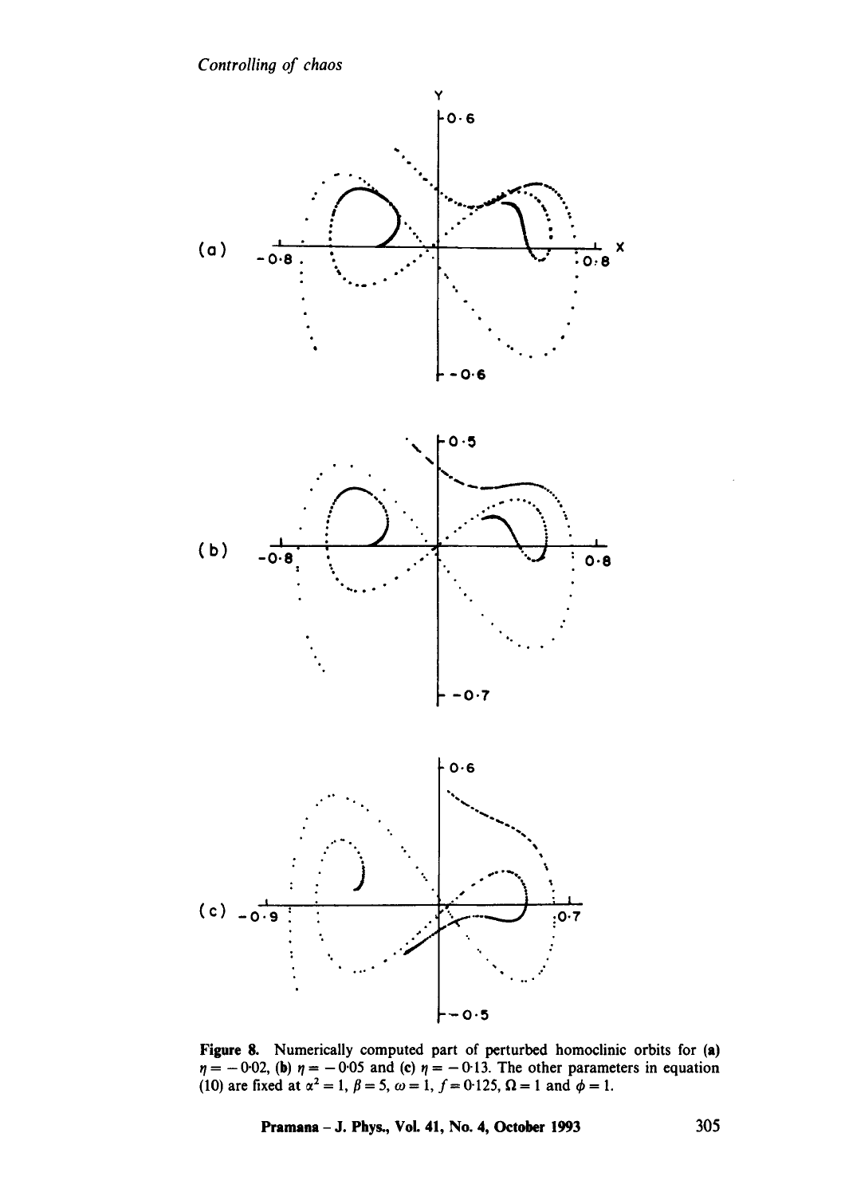**Figure 8.** Numerically computed part of perturbed homoclinic orbits for (a) $\eta = -0.02$, (b) $\eta = -0.05$ and (c) $\eta = -0.13$. The other parameters in equation (10) are fixed at $\alpha^2 = 1$, $\beta = 5$, $\omega = 1$, $f = 0.125$, $\Omega = 1$ and $\phi = 1$.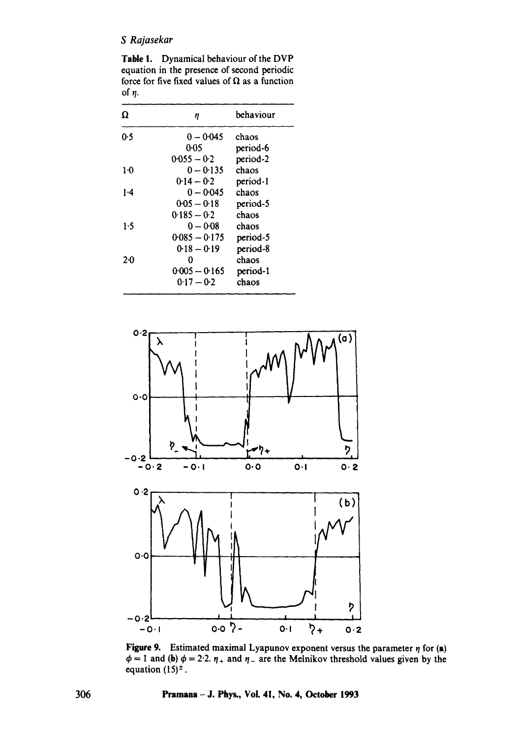**Table 1.** Dynamical behaviour of the DVP equation in the presence of second periodic force for five fixed values of $\Omega$ as a function of $\eta$.

| $\Omega$ | $\eta$ | behaviour |
|---|---|---|
| 0·5 | 0 – 0·045 | chaos |
| | 0·05 | period-6 |
| | 0·055 – 0·2 | period-2 |
| 1·0 | 0 – 0·135 | chaos |
| | 0·14 – 0·2 | period-1 |
| 1·4 | 0 – 0·045 | chaos |
| | 0·05 – 0·18 | period-5 |
| | 0·185 – 0·2 | chaos |
| 1·5 | 0 – 0·08 | chaos |
| | 0·085 – 0·175 | period-5 |
| | 0·18 – 0·19 | period-8 |
| 2·0 | 0 | chaos |
| | 0·005 – 0·165 | period-1 |
| | 0·17 – 0·2 | chaos |

**Figure 9.** Estimated maximal Lyapunov exponent versus the parameter $\eta$ for (a) $\phi = 1$ and (b) $\phi = 2{\cdot}2$. $\eta_+$ and $\eta_-$ are the Melnikov threshold values given by the equation $(15)^{\pm}$.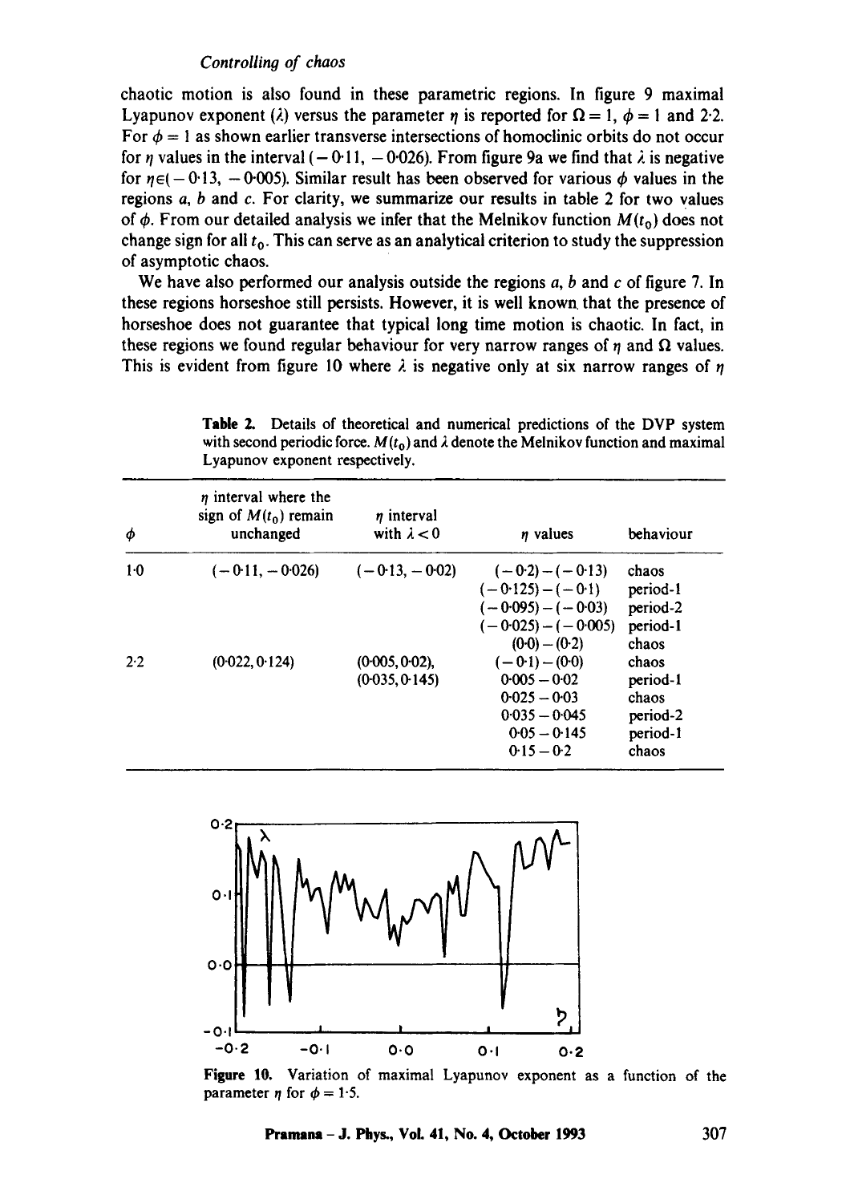chaotic motion is also found in these parametric regions. In figure 9 maximal Lyapunov exponent ($\lambda$) versus the parameter $\eta$ is reported for $\Omega = 1$, $\phi = 1$ and 2·2. For $\phi = 1$ as shown earlier transverse intersections of homoclinic orbits do not occur for $\eta$ values in the interval $(-0{\cdot}11, -0{\cdot}026)$. From figure 9a we find that $\lambda$ is negative for $\eta \in (-0{\cdot}13, -0{\cdot}005)$. Similar result has been observed for various $\phi$ values in the regions $a$, $b$ and $c$. For clarity, we summarize our results in table 2 for two values of $\phi$. From our detailed analysis we infer that the Melnikov function $M(t_0)$ does not change sign for all $t_0$. This can serve as an analytical criterion to study the suppression of asymptotic chaos.

We have also performed our analysis outside the regions $a$, $b$ and $c$ of figure 7. In these regions horseshoe still persists. However, it is well known that the presence of horseshoe does not guarantee that typical long time motion is chaotic. In fact, in these regions we found regular behaviour for very narrow ranges of $\eta$ and $\Omega$ values. This is evident from figure 10 where $\lambda$ is negative only at six narrow ranges of $\eta$

**Table 2.** Details of theoretical and numerical predictions of the DVP system with second periodic force. $M(t_0)$ and $\lambda$ denote the Melnikov function and maximal Lyapunov exponent respectively.

| $\phi$ | $\eta$ interval where the sign of $M(t_0)$ remain unchanged | $\eta$ interval with $\lambda < 0$ | $\eta$ values | behaviour |
|---|---|---|---|---|
| 1·0 | $(-0{\cdot}11, -0{\cdot}026)$ | $(-0{\cdot}13, -0{\cdot}02)$ | $(-0{\cdot}2)-(-0{\cdot}13)$ | chaos |
| | | | $(-0{\cdot}125)-(-0{\cdot}1)$ | period-1 |
| | | | $(-0{\cdot}095)-(-0{\cdot}03)$ | period-2 |
| | | | $(-0{\cdot}025)-(-0{\cdot}005)$ | period-1 |
| | | | $(0{\cdot}0)-(0{\cdot}2)$ | chaos |
| 2·2 | $(0{\cdot}022, 0{\cdot}124)$ | $(0{\cdot}005, 0{\cdot}02)$, $(0{\cdot}035, 0{\cdot}145)$ | $(-0{\cdot}1)-(0{\cdot}0)$ | chaos |
| | | | $0{\cdot}005-0{\cdot}02$ | period-1 |
| | | | $0{\cdot}025-0{\cdot}03$ | chaos |
| | | | $0{\cdot}035-0{\cdot}045$ | period-2 |
| | | | $0{\cdot}05-0{\cdot}145$ | period-1 |
| | | | $0{\cdot}15-0{\cdot}2$ | chaos |

**Figure 10.** Variation of maximal Lyapunov exponent as a function of the parameter $\eta$ for $\phi = 1{\cdot}5$.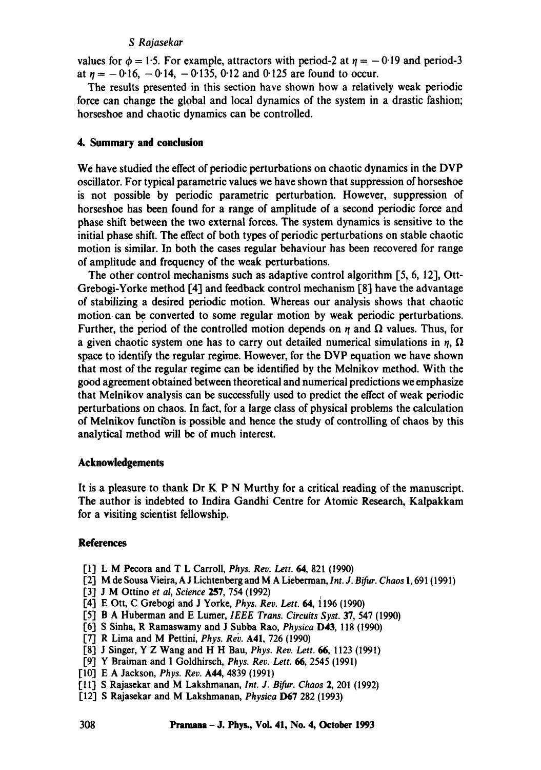values for $\phi = 1{\cdot}5$. For example, attractors with period-2 at $\eta = -0{\cdot}19$ and period-3 at $\eta = -0{\cdot}16$, $-0{\cdot}14$, $-0{\cdot}135$, $0{\cdot}12$ and $0{\cdot}125$ are found to occur.

The results presented in this section have shown how a relatively weak periodic force can change the global and local dynamics of the system in a drastic fashion; horseshoe and chaotic dynamics can be controlled.

## 4. Summary and conclusion

We have studied the effect of periodic perturbations on chaotic dynamics in the DVP oscillator. For typical parametric values we have shown that suppression of horseshoe is not possible by periodic parametric perturbation. However, suppression of horseshoe has been found for a range of amplitude of a second periodic force and phase shift between the two external forces. The system dynamics is sensitive to the initial phase shift. The effect of both types of periodic perturbations on stable chaotic motion is similar. In both the cases regular behaviour has been recovered for range of amplitude and frequency of the weak perturbations.

The other control mechanisms such as adaptive control algorithm [5, 6, 12], Ott-Grebogi-Yorke method [4] and feedback control mechanism [8] have the advantage of stabilizing a desired periodic motion. Whereas our analysis shows that chaotic motion can be converted to some regular motion by weak periodic perturbations. Further, the period of the controlled motion depends on $\eta$ and $\Omega$ values. Thus, for a given chaotic system one has to carry out detailed numerical simulations in $\eta$, $\Omega$ space to identify the regular regime. However, for the DVP equation we have shown that most of the regular regime can be identified by the Melnikov method. With the good agreement obtained between theoretical and numerical predictions we emphasize that Melnikov analysis can be successfully used to predict the effect of weak periodic perturbations on chaos. In fact, for a large class of physical problems the calculation of Melnikov function is possible and hence the study of controlling of chaos by this analytical method will be of much interest.

## Acknowledgements

It is a pleasure to thank Dr K P N Murthy for a critical reading of the manuscript. The author is indebted to Indira Gandhi Centre for Atomic Research, Kalpakkam for a visiting scientist fellowship.

## References

[1] L M Pecora and T L Carroll, *Phys. Rev. Lett.* **64**, 821 (1990)
[2] M de Sousa Vieira, A J Lichtenberg and M A Lieberman, *Int. J. Bifur. Chaos* **1**, 691 (1991)
[3] J M Ottino *et al*, *Science* **257**, 754 (1992)
[4] E Ott, C Grebogi and J Yorke, *Phys. Rev. Lett.* **64**, 1196 (1990)
[5] B A Huberman and E Lumer, *IEEE Trans. Circuits Syst.* **37**, 547 (1990)
[6] S Sinha, R Ramaswamy and J Subba Rao, *Physica* **D43**, 118 (1990)
[7] R Lima and M Pettini, *Phys. Rev.* **A41**, 726 (1990)
[8] J Singer, Y Z Wang and H H Bau, *Phys. Rev. Lett.* **66**, 1123 (1991)
[9] Y Braiman and I Goldhirsch, *Phys. Rev. Lett.* **66**, 2545 (1991)
[10] E A Jackson, *Phys. Rev.* **A44**, 4839 (1991)
[11] S Rajasekar and M Lakshmanan, *Int. J. Bifur. Chaos* **2**, 201 (1992)
[12] S Rajasekar and M Lakshmanan, *Physica* **D67** 282 (1993)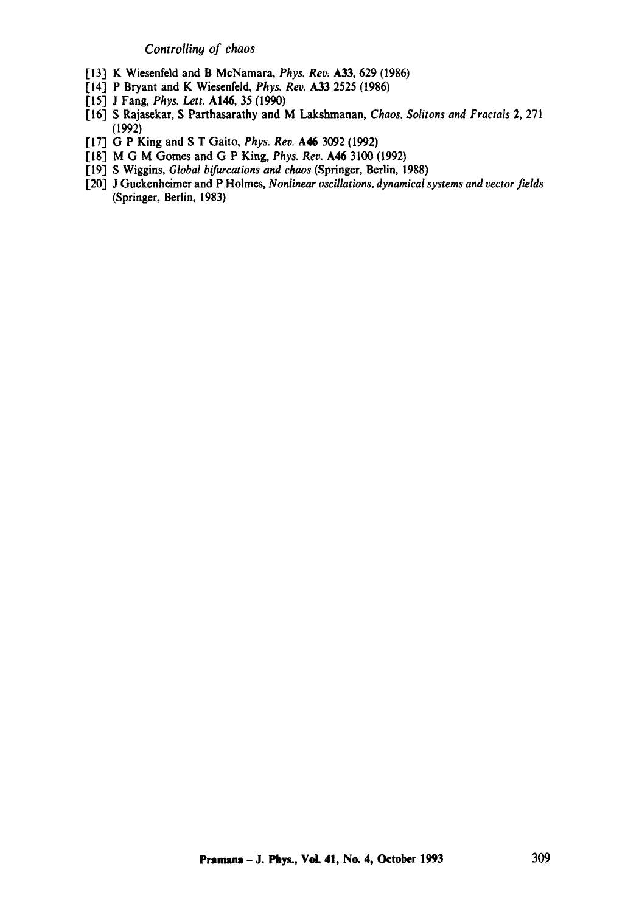[13] K Wiesenfeld and B McNamara, *Phys. Rev.* **A33**, 629 (1986)
[14] P Bryant and K Wiesenfeld, *Phys. Rev.* **A33** 2525 (1986)
[15] J Fang, *Phys. Lett.* **A146**, 35 (1990)
[16] S Rajasekar, S Parthasarathy and M Lakshmanan, *Chaos, Solitons and Fractals* **2**, 271 (1992)
[17] G P King and S T Gaito, *Phys. Rev.* **A46** 3092 (1992)
[18] M G M Gomes and G P King, *Phys. Rev.* **A46** 3100 (1992)
[19] S Wiggins, *Global bifurcations and chaos* (Springer, Berlin, 1988)
[20] J Guckenheimer and P Holmes, *Nonlinear oscillations, dynamical systems and vector fields* (Springer, Berlin, 1983)